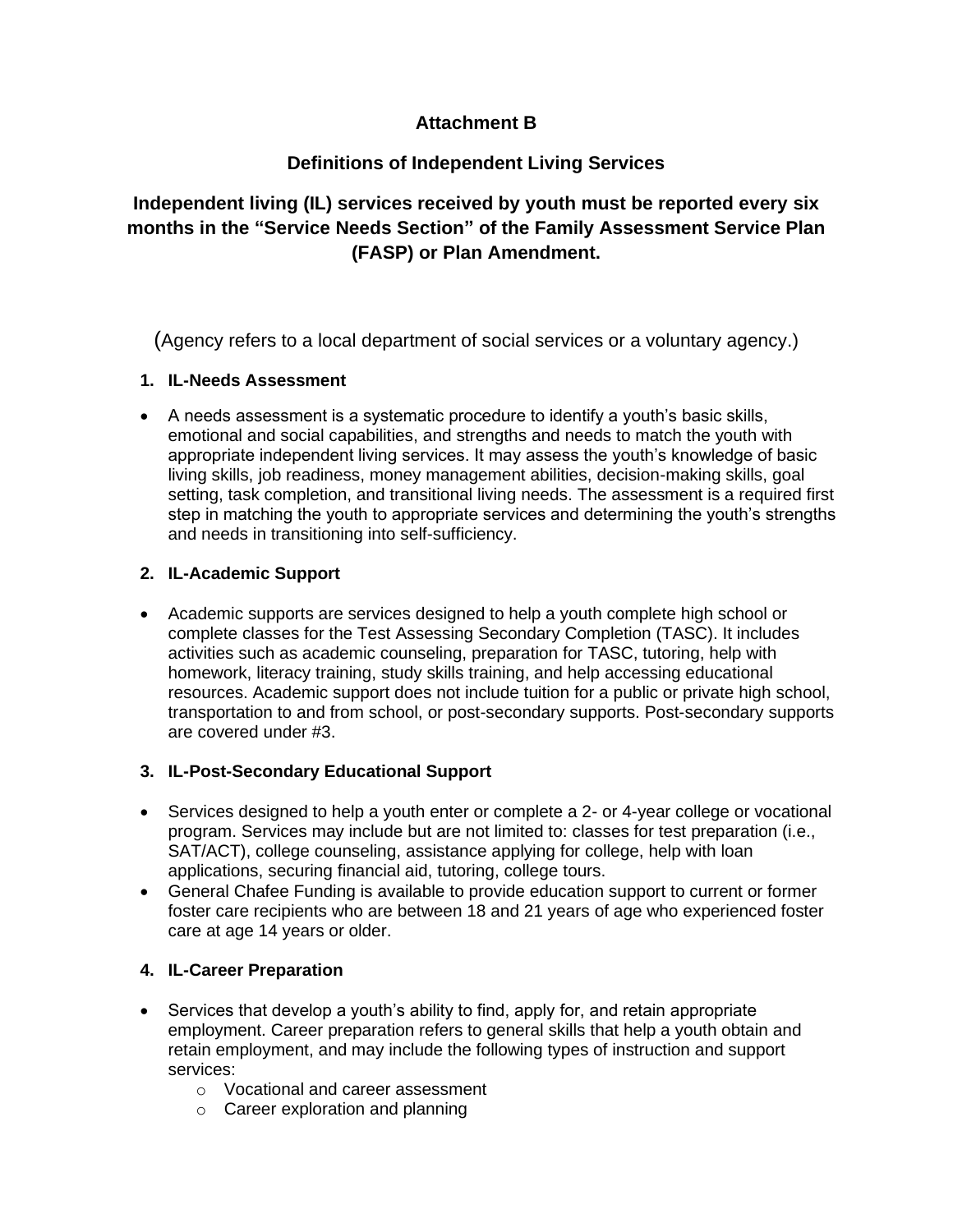# Attachment B

## Definitions of Independent Living Services

## Independent living (IL) services received by youth must be reported every six months in the "Service Needs Section" of the Family Assessment Service Plan (FASP) or Plan Amendment.

(Agency refers to a local department of social services or a voluntary agency.)

### 1. IL-Needs Assessment

- A needs assessment is a systematic procedure to identify a youth's basic skills, emotional and social capabilities, and strengths and needs to match the youth with appropriate independent living services. It may assess the youth's knowledge of basic living skills, job readiness, money management abilities, decision-making skills, goal setting, task completion, and transitional living needs. The assessment is a required first step in matching the youth to appropriate services and determining the youth's strengths and needs in transitioning into self-sufficiency.

### 2. IL-Academic Support

- Academic supports are services designed to help a youth complete high school or complete classes for the Test Assessing Secondary Completion (TASC). It includes activities such as academic counseling, preparation for TASC, tutoring, help with homework, literacy training, study skills training, and help accessing educational resources. Academic support does not include tuition for a public or private high school, transportation to and from school, or post-secondary supports. Post-secondary supports are covered under #3.

### 3. IL-Post-Secondary Educational Support

- Services designed to help a youth enter or complete a 2- or 4-year college or vocational program. Services may include but are not limited to: classes for test preparation (i.e., SAT/ACT), college counseling, assistance applying for college, help with loan applications, securing financial aid, tutoring, college tours.
- General Chafee Funding is available to provide education support to current or former foster care recipients who are between 18 and 21 years of age who experienced foster care at age 14 years or older.

### 4. IL-Career Preparation

- Services that develop a youth's ability to find, apply for, and retain appropriate employment. Career preparation refers to general skills that help a youth obtain and retain employment, and may include the following types of instruction and support services:
  - Vocational and career assessment
  - Career exploration and planning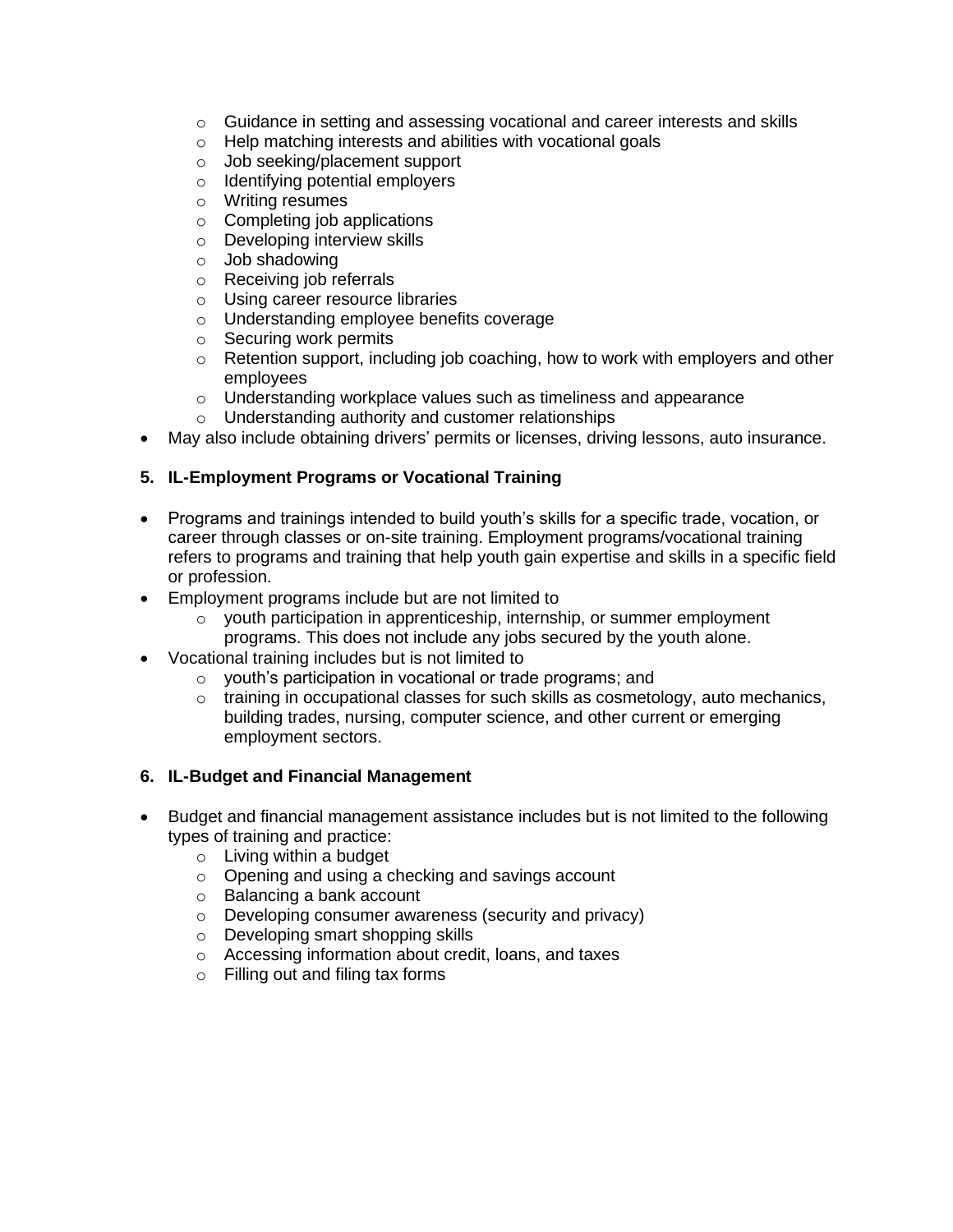- Guidance in setting and assessing vocational and career interests and skills
- Help matching interests and abilities with vocational goals
- Job seeking/placement support
- Identifying potential employers
- Writing resumes
- Completing job applications
- Developing interview skills
- Job shadowing
- Receiving job referrals
- Using career resource libraries
- Understanding employee benefits coverage
- Securing work permits
- Retention support, including job coaching, how to work with employers and other employees
- Understanding workplace values such as timeliness and appearance
- Understanding authority and customer relationships

- May also include obtaining drivers' permits or licenses, driving lessons, auto insurance.

**5. IL-Employment Programs or Vocational Training**

- Programs and trainings intended to build youth's skills for a specific trade, vocation, or career through classes or on-site training. Employment programs/vocational training refers to programs and training that help youth gain expertise and skills in a specific field or profession.
- Employment programs include but are not limited to
  - youth participation in apprenticeship, internship, or summer employment programs. This does not include any jobs secured by the youth alone.
- Vocational training includes but is not limited to
  - youth's participation in vocational or trade programs; and
  - training in occupational classes for such skills as cosmetology, auto mechanics, building trades, nursing, computer science, and other current or emerging employment sectors.

**6. IL-Budget and Financial Management**

- Budget and financial management assistance includes but is not limited to the following types of training and practice:
  - Living within a budget
  - Opening and using a checking and savings account
  - Balancing a bank account
  - Developing consumer awareness (security and privacy)
  - Developing smart shopping skills
  - Accessing information about credit, loans, and taxes
  - Filling out and filing tax forms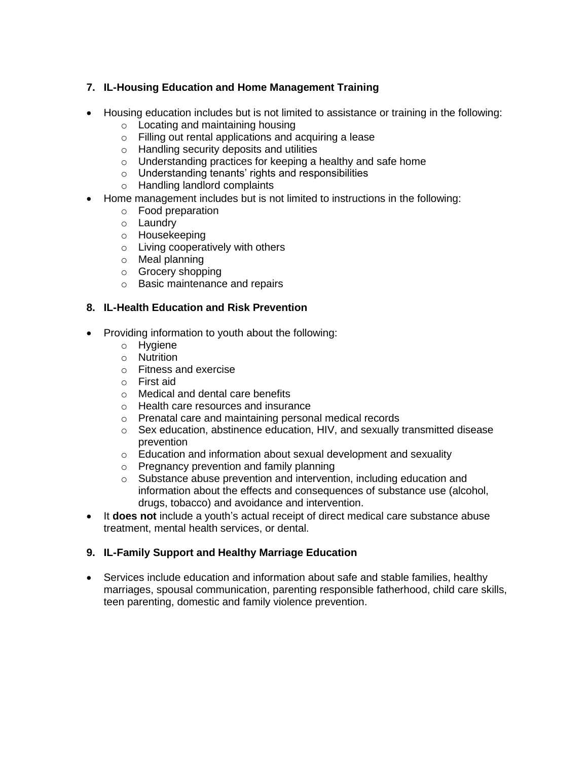**7. IL-Housing Education and Home Management Training**

- Housing education includes but is not limited to assistance or training in the following:
  - Locating and maintaining housing
  - Filling out rental applications and acquiring a lease
  - Handling security deposits and utilities
  - Understanding practices for keeping a healthy and safe home
  - Understanding tenants' rights and responsibilities
  - Handling landlord complaints
- Home management includes but is not limited to instructions in the following:
  - Food preparation
  - Laundry
  - Housekeeping
  - Living cooperatively with others
  - Meal planning
  - Grocery shopping
  - Basic maintenance and repairs

**8. IL-Health Education and Risk Prevention**

- Providing information to youth about the following:
  - Hygiene
  - Nutrition
  - Fitness and exercise
  - First aid
  - Medical and dental care benefits
  - Health care resources and insurance
  - Prenatal care and maintaining personal medical records
  - Sex education, abstinence education, HIV, and sexually transmitted disease prevention
  - Education and information about sexual development and sexuality
  - Pregnancy prevention and family planning
  - Substance abuse prevention and intervention, including education and information about the effects and consequences of substance use (alcohol, drugs, tobacco) and avoidance and intervention.
- It **does not** include a youth's actual receipt of direct medical care substance abuse treatment, mental health services, or dental.

**9. IL-Family Support and Healthy Marriage Education**

- Services include education and information about safe and stable families, healthy marriages, spousal communication, parenting responsible fatherhood, child care skills, teen parenting, domestic and family violence prevention.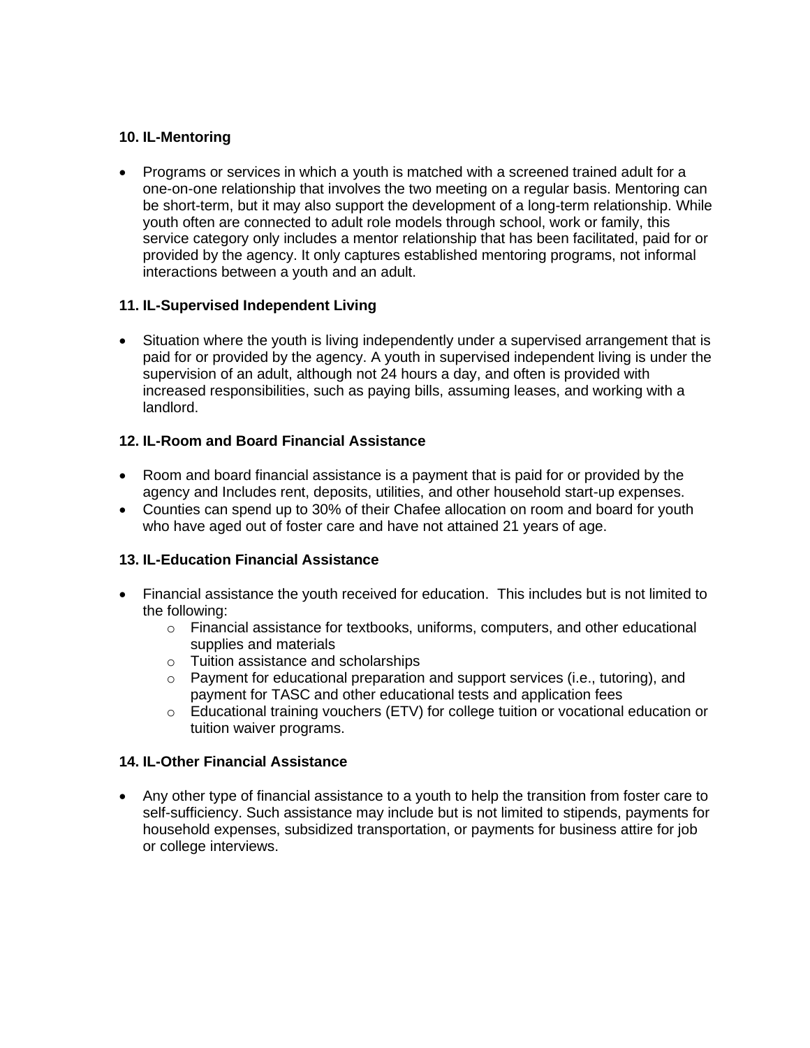**10. IL-Mentoring**

- Programs or services in which a youth is matched with a screened trained adult for a one-on-one relationship that involves the two meeting on a regular basis. Mentoring can be short-term, but it may also support the development of a long-term relationship. While youth often are connected to adult role models through school, work or family, this service category only includes a mentor relationship that has been facilitated, paid for or provided by the agency. It only captures established mentoring programs, not informal interactions between a youth and an adult.

**11. IL-Supervised Independent Living**

- Situation where the youth is living independently under a supervised arrangement that is paid for or provided by the agency. A youth in supervised independent living is under the supervision of an adult, although not 24 hours a day, and often is provided with increased responsibilities, such as paying bills, assuming leases, and working with a landlord.

**12. IL-Room and Board Financial Assistance**

- Room and board financial assistance is a payment that is paid for or provided by the agency and Includes rent, deposits, utilities, and other household start-up expenses.
- Counties can spend up to 30% of their Chafee allocation on room and board for youth who have aged out of foster care and have not attained 21 years of age.

**13. IL-Education Financial Assistance**

- Financial assistance the youth received for education. This includes but is not limited to the following:
  - Financial assistance for textbooks, uniforms, computers, and other educational supplies and materials
  - Tuition assistance and scholarships
  - Payment for educational preparation and support services (i.e., tutoring), and payment for TASC and other educational tests and application fees
  - Educational training vouchers (ETV) for college tuition or vocational education or tuition waiver programs.

**14. IL-Other Financial Assistance**

- Any other type of financial assistance to a youth to help the transition from foster care to self-sufficiency. Such assistance may include but is not limited to stipends, payments for household expenses, subsidized transportation, or payments for business attire for job or college interviews.